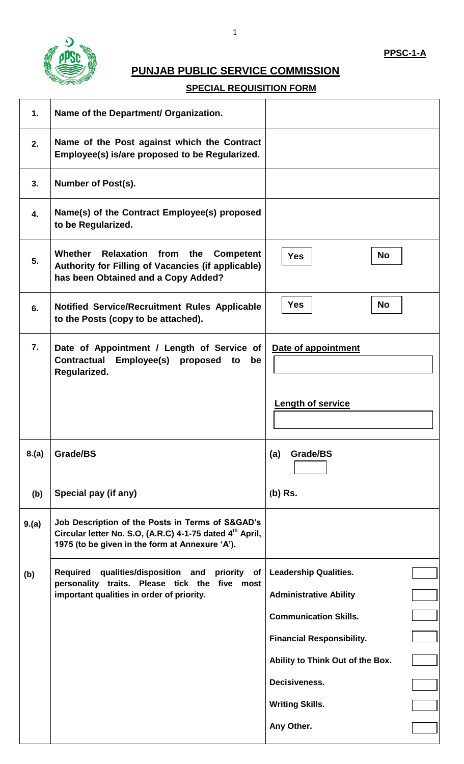**PPSC-1-A**

# PUNJAB PUBLIC SERVICE COMMISSION

## SPECIAL REQUISITION FORM

| | | |
|---|---|---|
| **1.** | **Name of the Department/ Organization.** | |
| **2.** | **Name of the Post against which the Contract Employee(s) is/are proposed to be Regularized.** | |
| **3.** | **Number of Post(s).** | |
| **4.** | **Name(s) of the Contract Employee(s) proposed to be Regularized.** | |
| **5.** | **Whether Relaxation from the Competent Authority for Filling of Vacancies (if applicable) has been Obtained and a Copy Added?** | **Yes** ☐ **No** ☐ |
| **6.** | **Notified Service/Recruitment Rules Applicable to the Posts (copy to be attached).** | **Yes** ☐ **No** ☐ |
| **7.** | **Date of Appointment / Length of Service of Contractual Employee(s) proposed to be Regularized.** | **Date of appointment** ☐<br><br>**Length of service** ☐ |
| **8.(a)** | **Grade/BS** | **(a) Grade/BS** ☐ |
| **(b)** | **Special pay (if any)** | **(b) Rs.** |
| **9.(a)** | **Job Description of the Posts in Terms of S&GAD's Circular letter No. S.O, (A.R.C) 4-1-75 dated 4th April, 1975 (to be given in the form at Annexure 'A').** | |
| **(b)** | **Required qualities/disposition and priority of personality traits. Please tick the five most important qualities in order of priority.** | **Leadership Qualities.** ☐<br>**Administrative Ability** ☐<br>**Communication Skills.** ☐<br>**Financial Responsibility.** ☐<br>**Ability to Think Out of the Box.** ☐<br>**Decisiveness.** ☐<br>**Writing Skills.** ☐<br>**Any Other.** ☐ |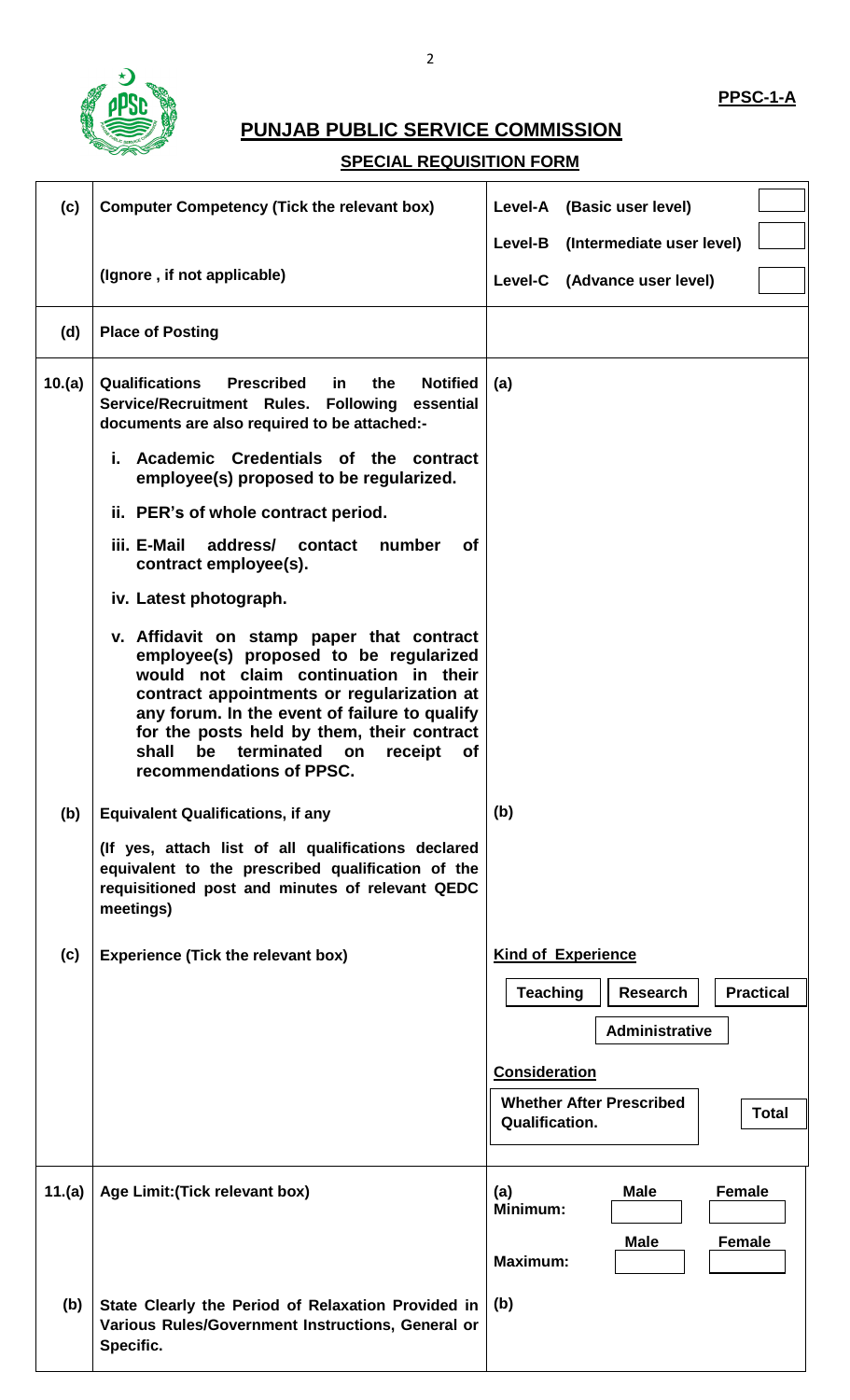**PPSC-1-A**

# PUNJAB PUBLIC SERVICE COMMISSION

## SPECIAL REQUISITION FORM

| | | |
|---|---|---|
| **(c)** | **Computer Competency (Tick the relevant box)**<br><br>**(Ignore , if not applicable)** | **Level-A (Basic user level)** ☐<br>**Level-B (Intermediate user level)** ☐<br>**Level-C (Advance user level)** ☐ |
| **(d)** | **Place of Posting** | |
| **10.(a)** | **Qualifications Prescribed in the Notified Service/Recruitment Rules. Following essential documents are also required to be attached:-**<br>**i. Academic Credentials of the contract employee(s) proposed to be regularized.**<br>**ii. PER's of whole contract period.**<br>**iii. E-Mail address/ contact number of contract employee(s).**<br>**iv. Latest photograph.**<br>**v. Affidavit on stamp paper that contract employee(s) proposed to be regularized would not claim continuation in their contract appointments or regularization at any forum. In the event of failure to qualify for the posts held by them, their contract shall be terminated on receipt of recommendations of PPSC.** | **(a)** |
| **(b)** | **Equivalent Qualifications, if any**<br><br>**(If yes, attach list of all qualifications declared equivalent to the prescribed qualification of the requisitioned post and minutes of relevant QEDC meetings)** | **(b)** |
| **(c)** | **Experience (Tick the relevant box)** | **Kind of Experience**<br>**Teaching** ☐ **Research** ☐ **Practical** ☐ **Administrative** ☐<br><br>**Consideration**<br>**Whether After Prescribed Qualification.** ☐ **Total** ☐ |
| **11.(a)** | **Age Limit:(Tick relevant box)** | **(a)**<br>**Minimum:** **Male** ☐ **Female** ☐<br>**Maximum:** **Male** ☐ **Female** ☐ |
| **(b)** | **State Clearly the Period of Relaxation Provided in Various Rules/Government Instructions, General or Specific.** | **(b)** |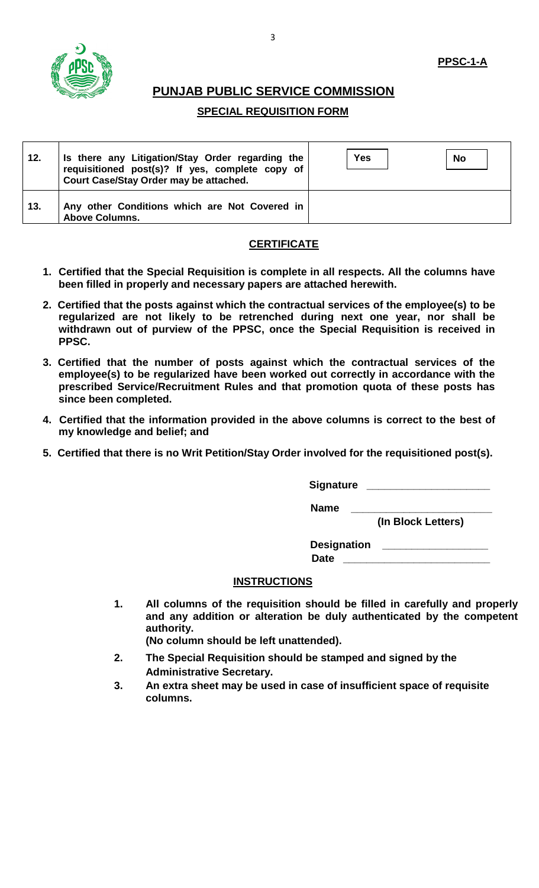**PPSC-1-A**

## PUNJAB PUBLIC SERVICE COMMISSION

### SPECIAL REQUISITION FORM

| | | |
|---|---|---|
| **12.** | **Is there any Litigation/Stay Order regarding the requisitioned post(s)? If yes, complete copy of Court Case/Stay Order may be attached.** | **Yes** / **No** |
| **13.** | **Any other Conditions which are Not Covered in Above Columns.** | |

### CERTIFICATE

1. **Certified that the Special Requisition is complete in all respects. All the columns have been filled in properly and necessary papers are attached herewith.**
2. **Certified that the posts against which the contractual services of the employee(s) to be regularized are not likely to be retrenched during next one year, nor shall be withdrawn out of purview of the PPSC, once the Special Requisition is received in PPSC.**
3. **Certified that the number of posts against which the contractual services of the employee(s) to be regularized have been worked out correctly in accordance with the prescribed Service/Recruitment Rules and that promotion quota of these posts has since been completed.**
4. **Certified that the information provided in the above columns is correct to the best of my knowledge and belief; and**
5. **Certified that there is no Writ Petition/Stay Order involved for the requisitioned post(s).**

**Signature** ____________________

**Name** ______________________
**(In Block Letters)**

**Designation** _________________

**Date** ________________________

### INSTRUCTIONS

1. **All columns of the requisition should be filled in carefully and properly and any addition or alteration be duly authenticated by the competent authority.**
   **(No column should be left unattended).**
2. **The Special Requisition should be stamped and signed by the Administrative Secretary.**
3. **An extra sheet may be used in case of insufficient space of requisite columns.**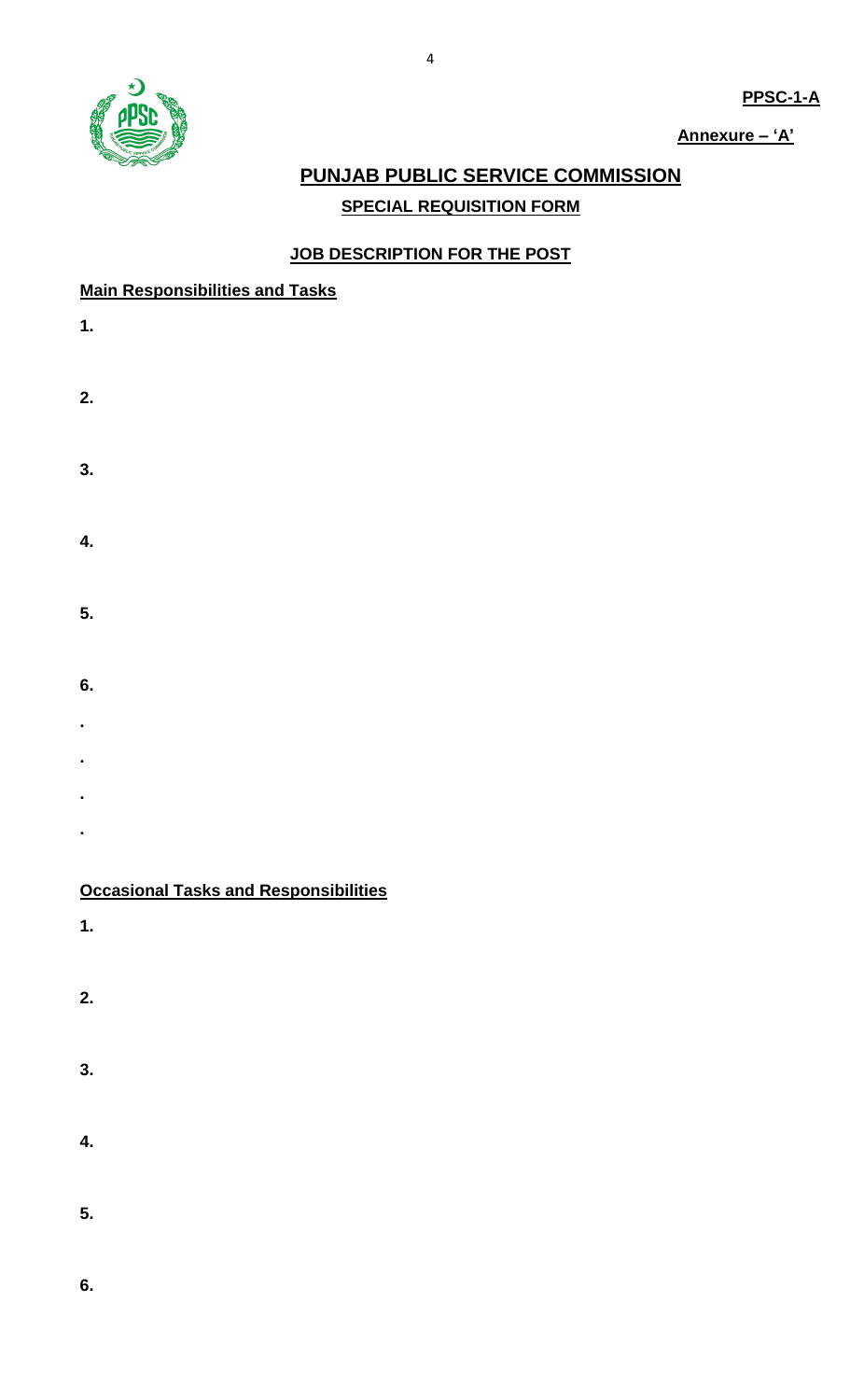**PPSC-1-A**

**Annexure – 'A'**

# PUNJAB PUBLIC SERVICE COMMISSION

## SPECIAL REQUISITION FORM

### JOB DESCRIPTION FOR THE POST

**Main Responsibilities and Tasks**

**1.**

**2.**

**3.**

**4.**

**5.**

**6.**

**.**

**.**

**.**

**.**

**Occasional Tasks and Responsibilities**

**1.**

**2.**

**3.**

**4.**

**5.**

**6.**